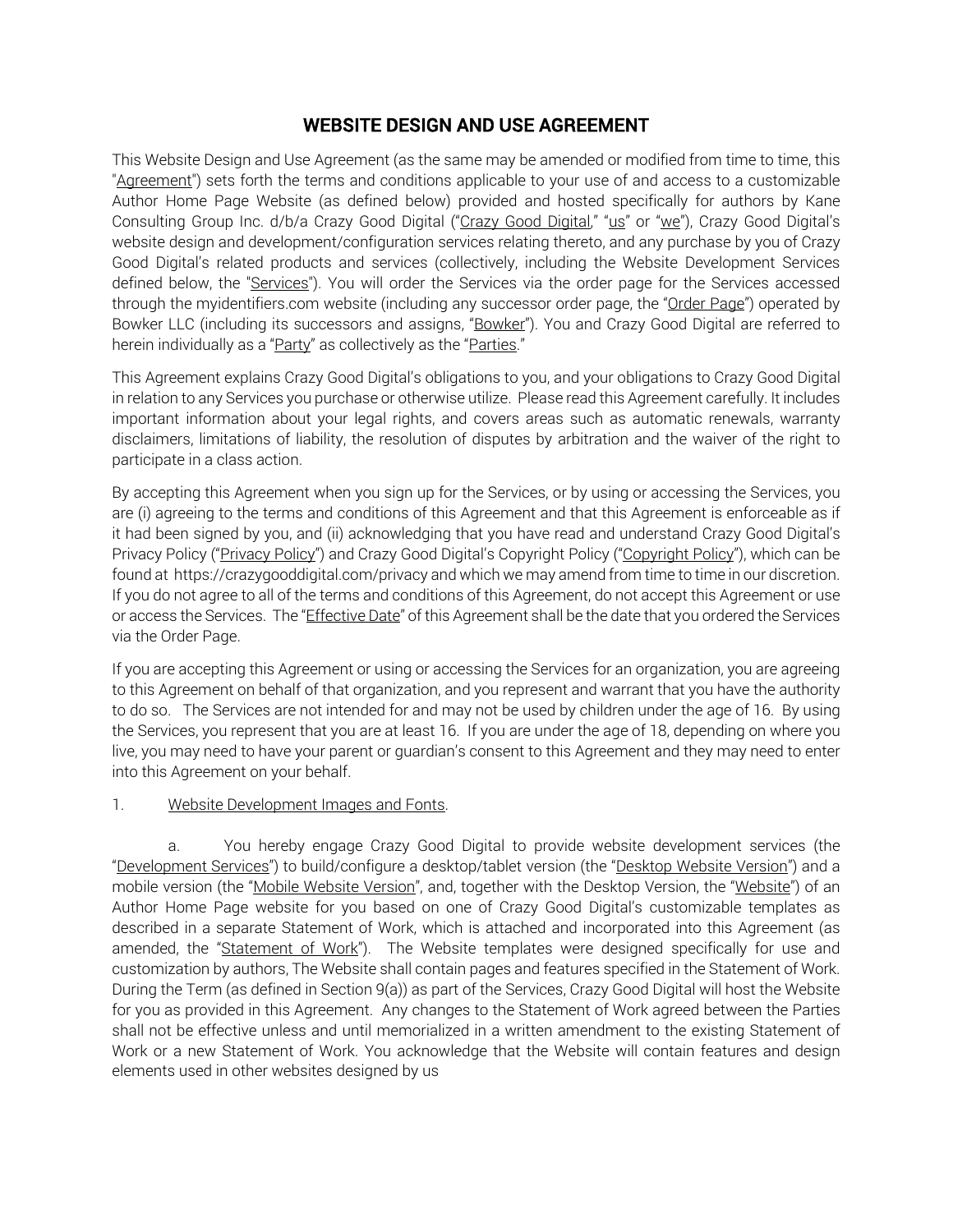# WEBSITE DESIGN AND USE AGREEMENT

This Website Design and Use Agreement (as the same may be amended or modified from time to time, this "Agreement") sets forth the terms and conditions applicable to your use of and access to a customizable Author Home Page Website (as defined below) provided and hosted specifically for authors by Kane Consulting Group Inc. d/b/a Crazy Good Digital ("Crazy Good Digital," "us" or "we"), Crazy Good Digital's website design and development/configuration services relating thereto, and any purchase by you of Crazy Good Digital's related products and services (collectively, including the Website Development Services defined below, the "Services"). You will order the Services via the order page for the Services accessed through the myidentifiers.com website (including any successor order page, the "Order Page") operated by Bowker LLC (including its successors and assigns, "Bowker"). You and Crazy Good Digital are referred to herein individually as a "Party" as collectively as the "Parties."

This Agreement explains Crazy Good Digital's obligations to you, and your obligations to Crazy Good Digital in relation to any Services you purchase or otherwise utilize. Please read this Agreement carefully. It includes important information about your legal rights, and covers areas such as automatic renewals, warranty disclaimers, limitations of liability, the resolution of disputes by arbitration and the waiver of the right to participate in a class action.

By accepting this Agreement when you sign up for the Services, or by using or accessing the Services, you are (i) agreeing to the terms and conditions of this Agreement and that this Agreement is enforceable as if it had been signed by you, and (ii) acknowledging that you have read and understand Crazy Good Digital's Privacy Policy ("Privacy Policy") and Crazy Good Digital's Copyright Policy ("Copyright Policy"), which can be found at https://crazygooddigital.com/privacy and which we may amend from time to time in our discretion. If you do not agree to all of the terms and conditions of this Agreement, do not accept this Agreement or use or access the Services. The "Effective Date" of this Agreement shall be the date that you ordered the Services via the Order Page.

If you are accepting this Agreement or using or accessing the Services for an organization, you are agreeing to this Agreement on behalf of that organization, and you represent and warrant that you have the authority to do so. The Services are not intended for and may not be used by children under the age of 16. By using the Services, you represent that you are at least 16. If you are under the age of 18, depending on where you live, you may need to have your parent or guardian's consent to this Agreement and they may need to enter into this Agreement on your behalf.

1. Website Development Images and Fonts.

a. You hereby engage Crazy Good Digital to provide website development services (the "Development Services") to build/configure a desktop/tablet version (the "Desktop Website Version") and a mobile version (the "Mobile Website Version", and, together with the Desktop Version, the "Website") of an Author Home Page website for you based on one of Crazy Good Digital's customizable templates as described in a separate Statement of Work, which is attached and incorporated into this Agreement (as amended, the "Statement of Work"). The Website templates were designed specifically for use and customization by authors, The Website shall contain pages and features specified in the Statement of Work. During the Term (as defined in Section 9(a)) as part of the Services, Crazy Good Digital will host the Website for you as provided in this Agreement. Any changes to the Statement of Work agreed between the Parties shall not be effective unless and until memorialized in a written amendment to the existing Statement of Work or a new Statement of Work. You acknowledge that the Website will contain features and design elements used in other websites designed by us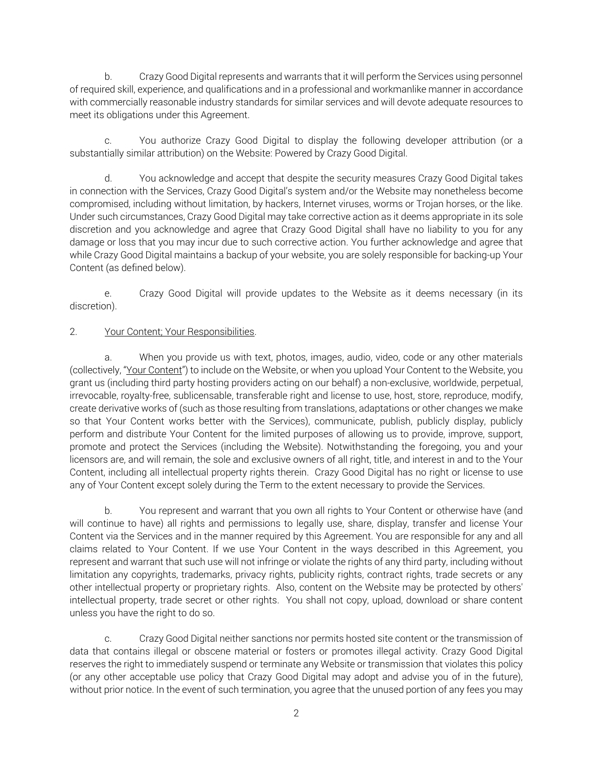b. Crazy Good Digital represents and warrants that it will perform the Services using personnel of required skill, experience, and qualifications and in a professional and workmanlike manner in accordance with commercially reasonable industry standards for similar services and will devote adequate resources to meet its obligations under this Agreement.

c. You authorize Crazy Good Digital to display the following developer attribution (or a substantially similar attribution) on the Website: Powered by Crazy Good Digital.

d. You acknowledge and accept that despite the security measures Crazy Good Digital takes in connection with the Services, Crazy Good Digital's system and/or the Website may nonetheless become compromised, including without limitation, by hackers, Internet viruses, worms or Trojan horses, or the like. Under such circumstances, Crazy Good Digital may take corrective action as it deems appropriate in its sole discretion and you acknowledge and agree that Crazy Good Digital shall have no liability to you for any damage or loss that you may incur due to such corrective action. You further acknowledge and agree that while Crazy Good Digital maintains a backup of your website, you are solely responsible for backing-up Your Content (as defined below).

e. Crazy Good Digital will provide updates to the Website as it deems necessary (in its discretion).

2. Your Content; Your Responsibilities.

a. When you provide us with text, photos, images, audio, video, code or any other materials (collectively, "Your Content") to include on the Website, or when you upload Your Content to the Website, you grant us (including third party hosting providers acting on our behalf) a non-exclusive, worldwide, perpetual, irrevocable, royalty-free, sublicensable, transferable right and license to use, host, store, reproduce, modify, create derivative works of (such as those resulting from translations, adaptations or other changes we make so that Your Content works better with the Services), communicate, publish, publicly display, publicly perform and distribute Your Content for the limited purposes of allowing us to provide, improve, support, promote and protect the Services (including the Website). Notwithstanding the foregoing, you and your licensors are, and will remain, the sole and exclusive owners of all right, title, and interest in and to the Your Content, including all intellectual property rights therein. Crazy Good Digital has no right or license to use any of Your Content except solely during the Term to the extent necessary to provide the Services.

b. You represent and warrant that you own all rights to Your Content or otherwise have (and will continue to have) all rights and permissions to legally use, share, display, transfer and license Your Content via the Services and in the manner required by this Agreement. You are responsible for any and all claims related to Your Content. If we use Your Content in the ways described in this Agreement, you represent and warrant that such use will not infringe or violate the rights of any third party, including without limitation any copyrights, trademarks, privacy rights, publicity rights, contract rights, trade secrets or any other intellectual property or proprietary rights. Also, content on the Website may be protected by others' intellectual property, trade secret or other rights. You shall not copy, upload, download or share content unless you have the right to do so.

c. Crazy Good Digital neither sanctions nor permits hosted site content or the transmission of data that contains illegal or obscene material or fosters or promotes illegal activity. Crazy Good Digital reserves the right to immediately suspend or terminate any Website or transmission that violates this policy (or any other acceptable use policy that Crazy Good Digital may adopt and advise you of in the future), without prior notice. In the event of such termination, you agree that the unused portion of any fees you may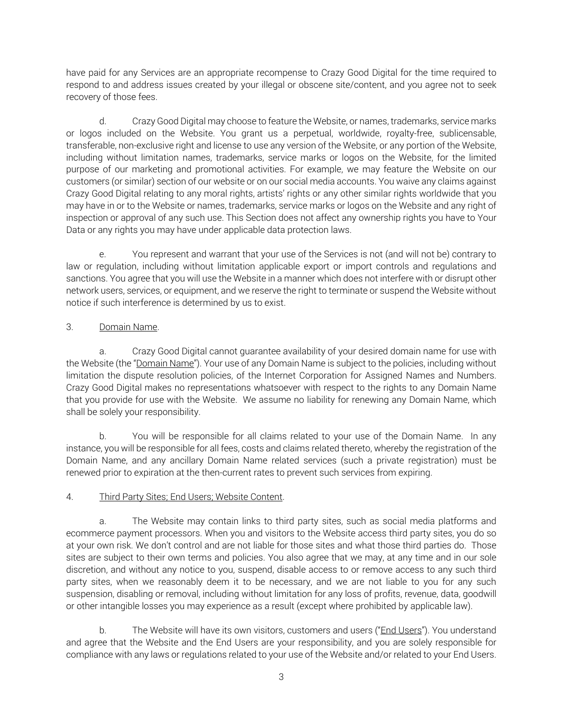have paid for any Services are an appropriate recompense to Crazy Good Digital for the time required to respond to and address issues created by your illegal or obscene site/content, and you agree not to seek recovery of those fees.

d. Crazy Good Digital may choose to feature the Website, or names, trademarks, service marks or logos included on the Website. You grant us a perpetual, worldwide, royalty-free, sublicensable, transferable, non-exclusive right and license to use any version of the Website, or any portion of the Website, including without limitation names, trademarks, service marks or logos on the Website, for the limited purpose of our marketing and promotional activities. For example, we may feature the Website on our customers (or similar) section of our website or on our social media accounts. You waive any claims against Crazy Good Digital relating to any moral rights, artists' rights or any other similar rights worldwide that you may have in or to the Website or names, trademarks, service marks or logos on the Website and any right of inspection or approval of any such use. This Section does not affect any ownership rights you have to Your Data or any rights you may have under applicable data protection laws.

e. You represent and warrant that your use of the Services is not (and will not be) contrary to law or regulation, including without limitation applicable export or import controls and regulations and sanctions. You agree that you will use the Website in a manner which does not interfere with or disrupt other network users, services, or equipment, and we reserve the right to terminate or suspend the Website without notice if such interference is determined by us to exist.

3. Domain Name.

a. Crazy Good Digital cannot guarantee availability of your desired domain name for use with the Website (the "Domain Name"). Your use of any Domain Name is subject to the policies, including without limitation the dispute resolution policies, of the Internet Corporation for Assigned Names and Numbers. Crazy Good Digital makes no representations whatsoever with respect to the rights to any Domain Name that you provide for use with the Website. We assume no liability for renewing any Domain Name, which shall be solely your responsibility.

b. You will be responsible for all claims related to your use of the Domain Name. In any instance, you will be responsible for all fees, costs and claims related thereto, whereby the registration of the Domain Name, and any ancillary Domain Name related services (such a private registration) must be renewed prior to expiration at the then-current rates to prevent such services from expiring.

4. Third Party Sites; End Users; Website Content.

a. The Website may contain links to third party sites, such as social media platforms and ecommerce payment processors. When you and visitors to the Website access third party sites, you do so at your own risk. We don't control and are not liable for those sites and what those third parties do. Those sites are subject to their own terms and policies. You also agree that we may, at any time and in our sole discretion, and without any notice to you, suspend, disable access to or remove access to any such third party sites, when we reasonably deem it to be necessary, and we are not liable to you for any such suspension, disabling or removal, including without limitation for any loss of profits, revenue, data, goodwill or other intangible losses you may experience as a result (except where prohibited by applicable law).

b. The Website will have its own visitors, customers and users ("End Users"). You understand and agree that the Website and the End Users are your responsibility, and you are solely responsible for compliance with any laws or regulations related to your use of the Website and/or related to your End Users.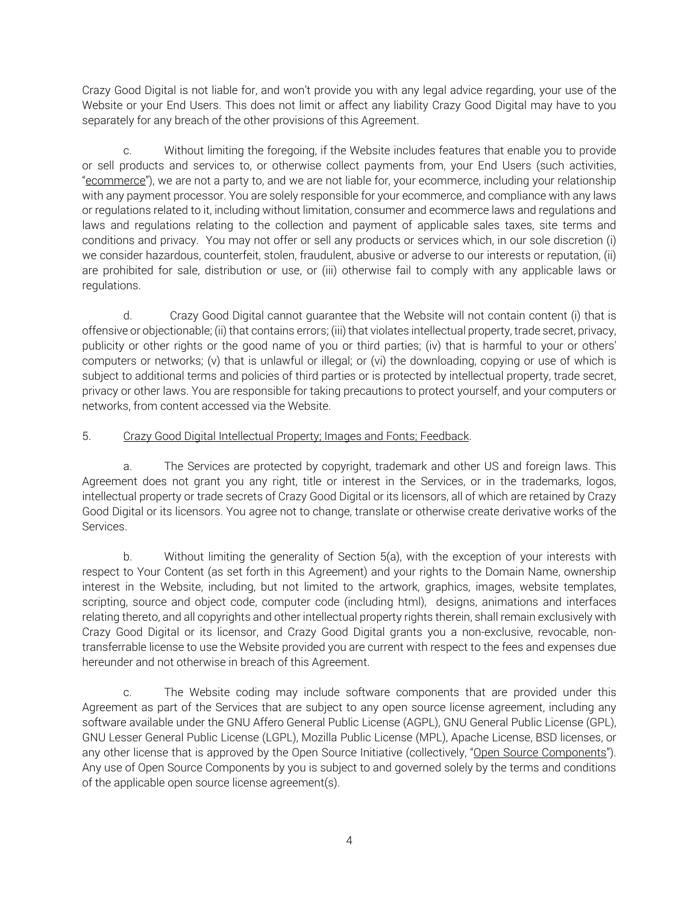Crazy Good Digital is not liable for, and won't provide you with any legal advice regarding, your use of the Website or your End Users. This does not limit or affect any liability Crazy Good Digital may have to you separately for any breach of the other provisions of this Agreement.

c. Without limiting the foregoing, if the Website includes features that enable you to provide or sell products and services to, or otherwise collect payments from, your End Users (such activities, "ecommerce"), we are not a party to, and we are not liable for, your ecommerce, including your relationship with any payment processor. You are solely responsible for your ecommerce, and compliance with any laws or regulations related to it, including without limitation, consumer and ecommerce laws and regulations and laws and regulations relating to the collection and payment of applicable sales taxes, site terms and conditions and privacy. You may not offer or sell any products or services which, in our sole discretion (i) we consider hazardous, counterfeit, stolen, fraudulent, abusive or adverse to our interests or reputation, (ii) are prohibited for sale, distribution or use, or (iii) otherwise fail to comply with any applicable laws or regulations.

d. Crazy Good Digital cannot guarantee that the Website will not contain content (i) that is offensive or objectionable; (ii) that contains errors; (iii) that violates intellectual property, trade secret, privacy, publicity or other rights or the good name of you or third parties; (iv) that is harmful to your or others' computers or networks; (v) that is unlawful or illegal; or (vi) the downloading, copying or use of which is subject to additional terms and policies of third parties or is protected by intellectual property, trade secret, privacy or other laws. You are responsible for taking precautions to protect yourself, and your computers or networks, from content accessed via the Website.

5. Crazy Good Digital Intellectual Property; Images and Fonts; Feedback.

a. The Services are protected by copyright, trademark and other US and foreign laws. This Agreement does not grant you any right, title or interest in the Services, or in the trademarks, logos, intellectual property or trade secrets of Crazy Good Digital or its licensors, all of which are retained by Crazy Good Digital or its licensors. You agree not to change, translate or otherwise create derivative works of the Services.

b. Without limiting the generality of Section 5(a), with the exception of your interests with respect to Your Content (as set forth in this Agreement) and your rights to the Domain Name, ownership interest in the Website, including, but not limited to the artwork, graphics, images, website templates, scripting, source and object code, computer code (including html), designs, animations and interfaces relating thereto, and all copyrights and other intellectual property rights therein, shall remain exclusively with Crazy Good Digital or its licensor, and Crazy Good Digital grants you a non-exclusive, revocable, non-transferrable license to use the Website provided you are current with respect to the fees and expenses due hereunder and not otherwise in breach of this Agreement.

c. The Website coding may include software components that are provided under this Agreement as part of the Services that are subject to any open source license agreement, including any software available under the GNU Affero General Public License (AGPL), GNU General Public License (GPL), GNU Lesser General Public License (LGPL), Mozilla Public License (MPL), Apache License, BSD licenses, or any other license that is approved by the Open Source Initiative (collectively, "Open Source Components"). Any use of Open Source Components by you is subject to and governed solely by the terms and conditions of the applicable open source license agreement(s).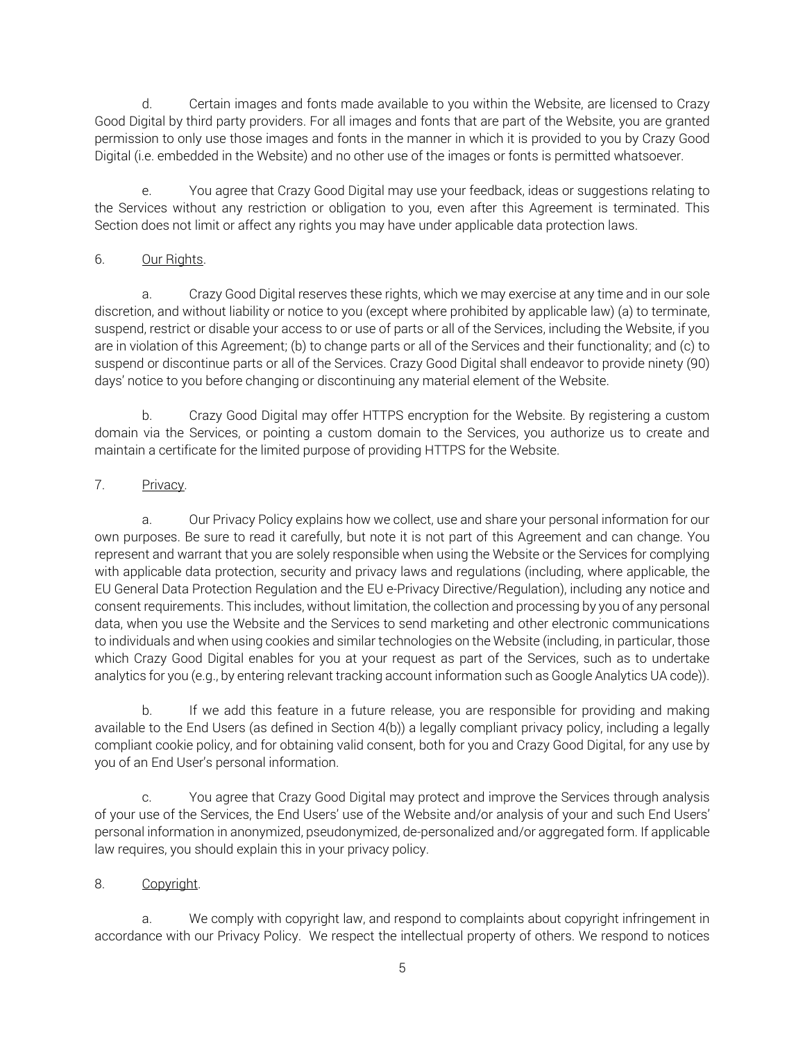d. Certain images and fonts made available to you within the Website, are licensed to Crazy Good Digital by third party providers. For all images and fonts that are part of the Website, you are granted permission to only use those images and fonts in the manner in which it is provided to you by Crazy Good Digital (i.e. embedded in the Website) and no other use of the images or fonts is permitted whatsoever.

e. You agree that Crazy Good Digital may use your feedback, ideas or suggestions relating to the Services without any restriction or obligation to you, even after this Agreement is terminated. This Section does not limit or affect any rights you may have under applicable data protection laws.

6. <u>Our Rights</u>.

a. Crazy Good Digital reserves these rights, which we may exercise at any time and in our sole discretion, and without liability or notice to you (except where prohibited by applicable law) (a) to terminate, suspend, restrict or disable your access to or use of parts or all of the Services, including the Website, if you are in violation of this Agreement; (b) to change parts or all of the Services and their functionality; and (c) to suspend or discontinue parts or all of the Services. Crazy Good Digital shall endeavor to provide ninety (90) days' notice to you before changing or discontinuing any material element of the Website.

b. Crazy Good Digital may offer HTTPS encryption for the Website. By registering a custom domain via the Services, or pointing a custom domain to the Services, you authorize us to create and maintain a certificate for the limited purpose of providing HTTPS for the Website.

7. <u>Privacy</u>.

a. Our Privacy Policy explains how we collect, use and share your personal information for our own purposes. Be sure to read it carefully, but note it is not part of this Agreement and can change. You represent and warrant that you are solely responsible when using the Website or the Services for complying with applicable data protection, security and privacy laws and regulations (including, where applicable, the EU General Data Protection Regulation and the EU e-Privacy Directive/Regulation), including any notice and consent requirements. This includes, without limitation, the collection and processing by you of any personal data, when you use the Website and the Services to send marketing and other electronic communications to individuals and when using cookies and similar technologies on the Website (including, in particular, those which Crazy Good Digital enables for you at your request as part of the Services, such as to undertake analytics for you (e.g., by entering relevant tracking account information such as Google Analytics UA code)).

b. If we add this feature in a future release, you are responsible for providing and making available to the End Users (as defined in Section 4(b)) a legally compliant privacy policy, including a legally compliant cookie policy, and for obtaining valid consent, both for you and Crazy Good Digital, for any use by you of an End User's personal information.

c. You agree that Crazy Good Digital may protect and improve the Services through analysis of your use of the Services, the End Users' use of the Website and/or analysis of your and such End Users' personal information in anonymized, pseudonymized, de-personalized and/or aggregated form. If applicable law requires, you should explain this in your privacy policy.

8. <u>Copyright</u>.

a. We comply with copyright law, and respond to complaints about copyright infringement in accordance with our Privacy Policy. We respect the intellectual property of others. We respond to notices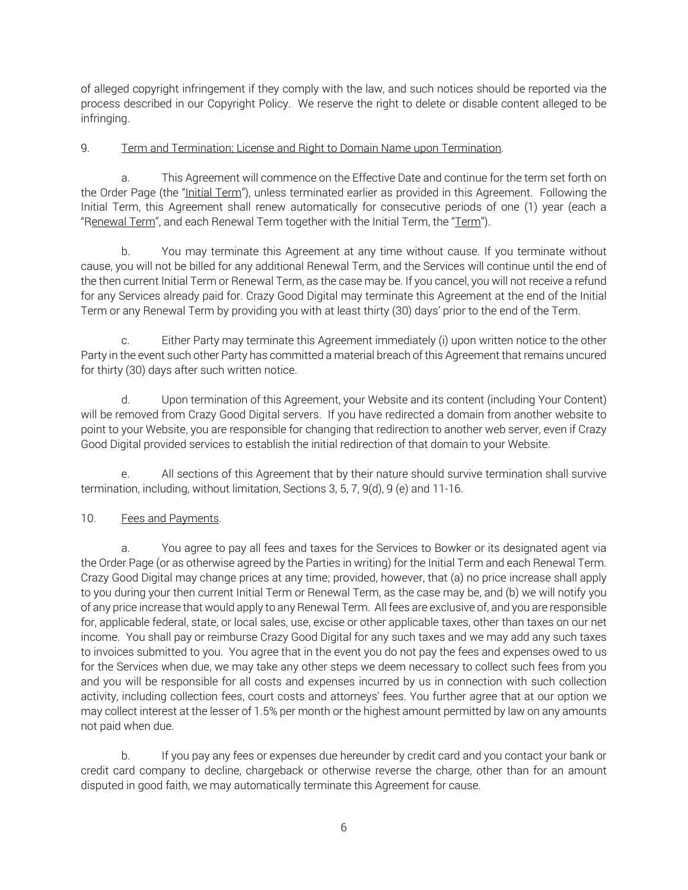of alleged copyright infringement if they comply with the law, and such notices should be reported via the process described in our Copyright Policy. We reserve the right to delete or disable content alleged to be infringing.

9. Term and Termination; License and Right to Domain Name upon Termination.

a. This Agreement will commence on the Effective Date and continue for the term set forth on the Order Page (the "Initial Term"), unless terminated earlier as provided in this Agreement. Following the Initial Term, this Agreement shall renew automatically for consecutive periods of one (1) year (each a "Renewal Term", and each Renewal Term together with the Initial Term, the "Term").

b. You may terminate this Agreement at any time without cause. If you terminate without cause, you will not be billed for any additional Renewal Term, and the Services will continue until the end of the then current Initial Term or Renewal Term, as the case may be. If you cancel, you will not receive a refund for any Services already paid for. Crazy Good Digital may terminate this Agreement at the end of the Initial Term or any Renewal Term by providing you with at least thirty (30) days' prior to the end of the Term.

c. Either Party may terminate this Agreement immediately (i) upon written notice to the other Party in the event such other Party has committed a material breach of this Agreement that remains uncured for thirty (30) days after such written notice.

d. Upon termination of this Agreement, your Website and its content (including Your Content) will be removed from Crazy Good Digital servers. If you have redirected a domain from another website to point to your Website, you are responsible for changing that redirection to another web server, even if Crazy Good Digital provided services to establish the initial redirection of that domain to your Website.

e. All sections of this Agreement that by their nature should survive termination shall survive termination, including, without limitation, Sections 3, 5, 7, 9(d), 9 (e) and 11-16.

10. Fees and Payments.

a. You agree to pay all fees and taxes for the Services to Bowker or its designated agent via the Order Page (or as otherwise agreed by the Parties in writing) for the Initial Term and each Renewal Term. Crazy Good Digital may change prices at any time; provided, however, that (a) no price increase shall apply to you during your then current Initial Term or Renewal Term, as the case may be, and (b) we will notify you of any price increase that would apply to any Renewal Term. All fees are exclusive of, and you are responsible for, applicable federal, state, or local sales, use, excise or other applicable taxes, other than taxes on our net income. You shall pay or reimburse Crazy Good Digital for any such taxes and we may add any such taxes to invoices submitted to you. You agree that in the event you do not pay the fees and expenses owed to us for the Services when due, we may take any other steps we deem necessary to collect such fees from you and you will be responsible for all costs and expenses incurred by us in connection with such collection activity, including collection fees, court costs and attorneys' fees. You further agree that at our option we may collect interest at the lesser of 1.5% per month or the highest amount permitted by law on any amounts not paid when due.

b. If you pay any fees or expenses due hereunder by credit card and you contact your bank or credit card company to decline, chargeback or otherwise reverse the charge, other than for an amount disputed in good faith, we may automatically terminate this Agreement for cause.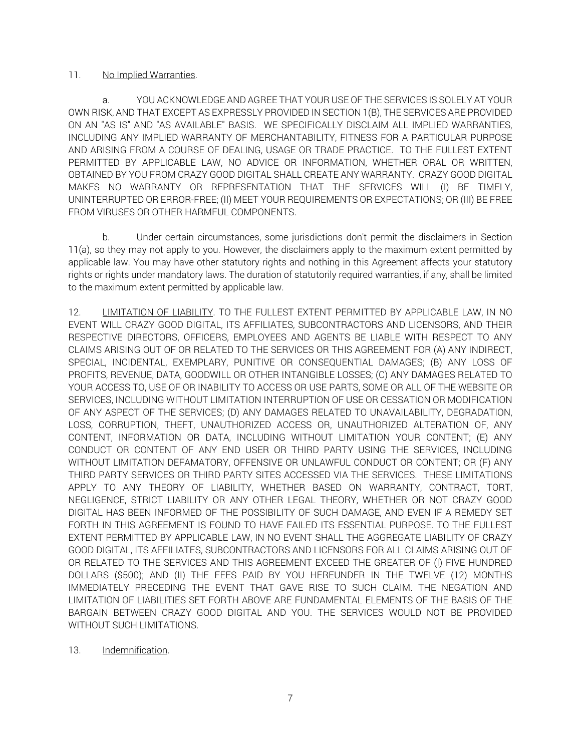11. <u>No Implied Warranties</u>.

a. YOU ACKNOWLEDGE AND AGREE THAT YOUR USE OF THE SERVICES IS SOLELY AT YOUR OWN RISK, AND THAT EXCEPT AS EXPRESSLY PROVIDED IN SECTION 1(B), THE SERVICES ARE PROVIDED ON AN "AS IS" AND "AS AVAILABLE" BASIS. WE SPECIFICALLY DISCLAIM ALL IMPLIED WARRANTIES, INCLUDING ANY IMPLIED WARRANTY OF MERCHANTABILITY, FITNESS FOR A PARTICULAR PURPOSE AND ARISING FROM A COURSE OF DEALING, USAGE OR TRADE PRACTICE. TO THE FULLEST EXTENT PERMITTED BY APPLICABLE LAW, NO ADVICE OR INFORMATION, WHETHER ORAL OR WRITTEN, OBTAINED BY YOU FROM CRAZY GOOD DIGITAL SHALL CREATE ANY WARRANTY. CRAZY GOOD DIGITAL MAKES NO WARRANTY OR REPRESENTATION THAT THE SERVICES WILL (I) BE TIMELY, UNINTERRUPTED OR ERROR-FREE; (II) MEET YOUR REQUIREMENTS OR EXPECTATIONS; OR (III) BE FREE FROM VIRUSES OR OTHER HARMFUL COMPONENTS.

b. Under certain circumstances, some jurisdictions don't permit the disclaimers in Section 11(a), so they may not apply to you. However, the disclaimers apply to the maximum extent permitted by applicable law. You may have other statutory rights and nothing in this Agreement affects your statutory rights or rights under mandatory laws. The duration of statutorily required warranties, if any, shall be limited to the maximum extent permitted by applicable law.

12. <u>LIMITATION OF LIABILITY</u>. TO THE FULLEST EXTENT PERMITTED BY APPLICABLE LAW, IN NO EVENT WILL CRAZY GOOD DIGITAL, ITS AFFILIATES, SUBCONTRACTORS AND LICENSORS, AND THEIR RESPECTIVE DIRECTORS, OFFICERS, EMPLOYEES AND AGENTS BE LIABLE WITH RESPECT TO ANY CLAIMS ARISING OUT OF OR RELATED TO THE SERVICES OR THIS AGREEMENT FOR (A) ANY INDIRECT, SPECIAL, INCIDENTAL, EXEMPLARY, PUNITIVE OR CONSEQUENTIAL DAMAGES; (B) ANY LOSS OF PROFITS, REVENUE, DATA, GOODWILL OR OTHER INTANGIBLE LOSSES; (C) ANY DAMAGES RELATED TO YOUR ACCESS TO, USE OF OR INABILITY TO ACCESS OR USE PARTS, SOME OR ALL OF THE WEBSITE OR SERVICES, INCLUDING WITHOUT LIMITATION INTERRUPTION OF USE OR CESSATION OR MODIFICATION OF ANY ASPECT OF THE SERVICES; (D) ANY DAMAGES RELATED TO UNAVAILABILITY, DEGRADATION, LOSS, CORRUPTION, THEFT, UNAUTHORIZED ACCESS OR, UNAUTHORIZED ALTERATION OF, ANY CONTENT, INFORMATION OR DATA, INCLUDING WITHOUT LIMITATION YOUR CONTENT; (E) ANY CONDUCT OR CONTENT OF ANY END USER OR THIRD PARTY USING THE SERVICES, INCLUDING WITHOUT LIMITATION DEFAMATORY, OFFENSIVE OR UNLAWFUL CONDUCT OR CONTENT; OR (F) ANY THIRD PARTY SERVICES OR THIRD PARTY SITES ACCESSED VIA THE SERVICES. THESE LIMITATIONS APPLY TO ANY THEORY OF LIABILITY, WHETHER BASED ON WARRANTY, CONTRACT, TORT, NEGLIGENCE, STRICT LIABILITY OR ANY OTHER LEGAL THEORY, WHETHER OR NOT CRAZY GOOD DIGITAL HAS BEEN INFORMED OF THE POSSIBILITY OF SUCH DAMAGE, AND EVEN IF A REMEDY SET FORTH IN THIS AGREEMENT IS FOUND TO HAVE FAILED ITS ESSENTIAL PURPOSE. TO THE FULLEST EXTENT PERMITTED BY APPLICABLE LAW, IN NO EVENT SHALL THE AGGREGATE LIABILITY OF CRAZY GOOD DIGITAL, ITS AFFILIATES, SUBCONTRACTORS AND LICENSORS FOR ALL CLAIMS ARISING OUT OF OR RELATED TO THE SERVICES AND THIS AGREEMENT EXCEED THE GREATER OF (I) FIVE HUNDRED DOLLARS ($500); AND (II) THE FEES PAID BY YOU HEREUNDER IN THE TWELVE (12) MONTHS IMMEDIATELY PRECEDING THE EVENT THAT GAVE RISE TO SUCH CLAIM. THE NEGATION AND LIMITATION OF LIABILITIES SET FORTH ABOVE ARE FUNDAMENTAL ELEMENTS OF THE BASIS OF THE BARGAIN BETWEEN CRAZY GOOD DIGITAL AND YOU. THE SERVICES WOULD NOT BE PROVIDED WITHOUT SUCH LIMITATIONS.

13. <u>Indemnification</u>.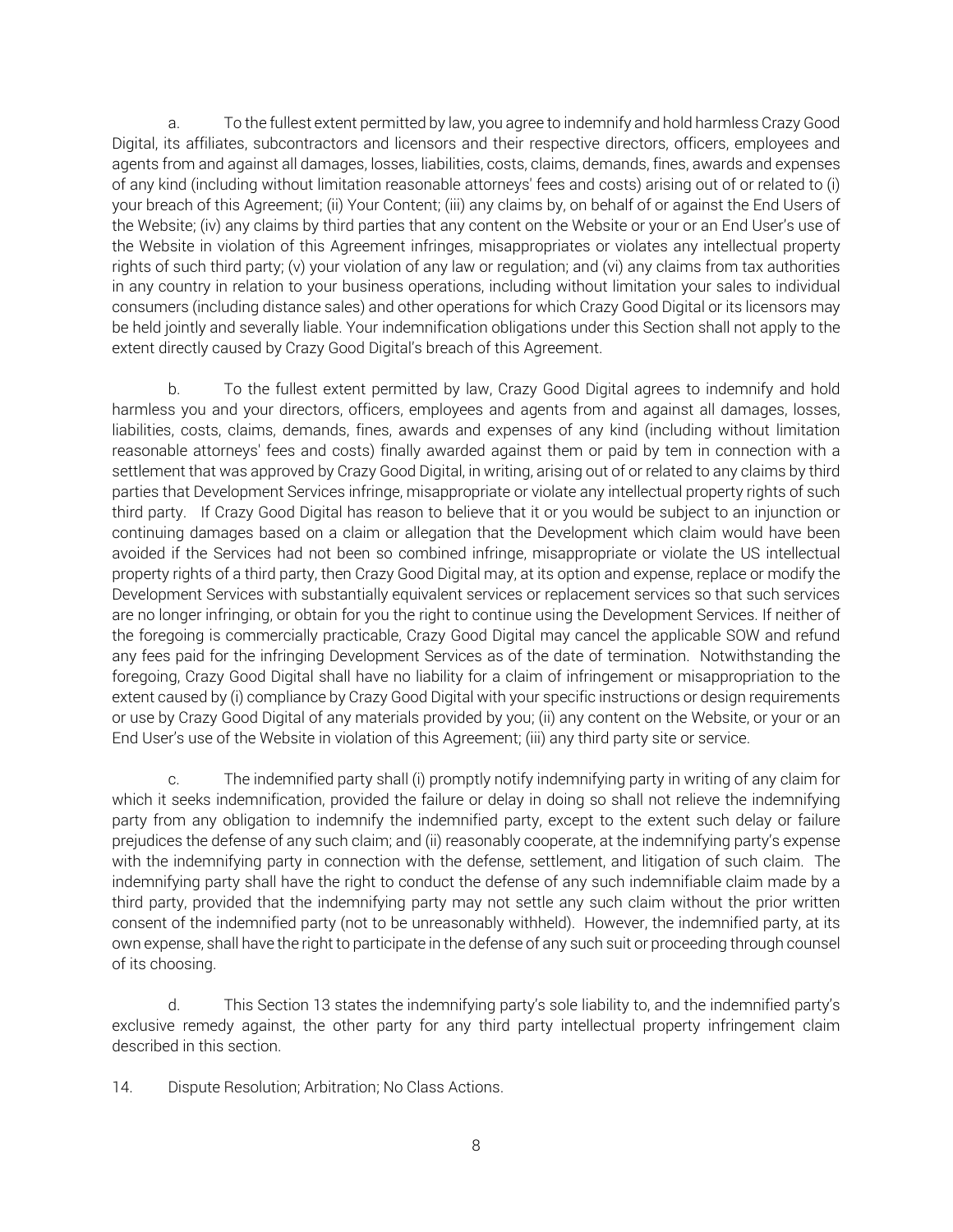a. To the fullest extent permitted by law, you agree to indemnify and hold harmless Crazy Good Digital, its affiliates, subcontractors and licensors and their respective directors, officers, employees and agents from and against all damages, losses, liabilities, costs, claims, demands, fines, awards and expenses of any kind (including without limitation reasonable attorneys' fees and costs) arising out of or related to (i) your breach of this Agreement; (ii) Your Content; (iii) any claims by, on behalf of or against the End Users of the Website; (iv) any claims by third parties that any content on the Website or your or an End User's use of the Website in violation of this Agreement infringes, misappropriates or violates any intellectual property rights of such third party; (v) your violation of any law or regulation; and (vi) any claims from tax authorities in any country in relation to your business operations, including without limitation your sales to individual consumers (including distance sales) and other operations for which Crazy Good Digital or its licensors may be held jointly and severally liable. Your indemnification obligations under this Section shall not apply to the extent directly caused by Crazy Good Digital's breach of this Agreement.

b. To the fullest extent permitted by law, Crazy Good Digital agrees to indemnify and hold harmless you and your directors, officers, employees and agents from and against all damages, losses, liabilities, costs, claims, demands, fines, awards and expenses of any kind (including without limitation reasonable attorneys' fees and costs) finally awarded against them or paid by tem in connection with a settlement that was approved by Crazy Good Digital, in writing, arising out of or related to any claims by third parties that Development Services infringe, misappropriate or violate any intellectual property rights of such third party. If Crazy Good Digital has reason to believe that it or you would be subject to an injunction or continuing damages based on a claim or allegation that the Development which claim would have been avoided if the Services had not been so combined infringe, misappropriate or violate the US intellectual property rights of a third party, then Crazy Good Digital may, at its option and expense, replace or modify the Development Services with substantially equivalent services or replacement services so that such services are no longer infringing, or obtain for you the right to continue using the Development Services. If neither of the foregoing is commercially practicable, Crazy Good Digital may cancel the applicable SOW and refund any fees paid for the infringing Development Services as of the date of termination. Notwithstanding the foregoing, Crazy Good Digital shall have no liability for a claim of infringement or misappropriation to the extent caused by (i) compliance by Crazy Good Digital with your specific instructions or design requirements or use by Crazy Good Digital of any materials provided by you; (ii) any content on the Website, or your or an End User's use of the Website in violation of this Agreement; (iii) any third party site or service.

c. The indemnified party shall (i) promptly notify indemnifying party in writing of any claim for which it seeks indemnification, provided the failure or delay in doing so shall not relieve the indemnifying party from any obligation to indemnify the indemnified party, except to the extent such delay or failure prejudices the defense of any such claim; and (ii) reasonably cooperate, at the indemnifying party's expense with the indemnifying party in connection with the defense, settlement, and litigation of such claim. The indemnifying party shall have the right to conduct the defense of any such indemnifiable claim made by a third party, provided that the indemnifying party may not settle any such claim without the prior written consent of the indemnified party (not to be unreasonably withheld). However, the indemnified party, at its own expense, shall have the right to participate in the defense of any such suit or proceeding through counsel of its choosing.

d. This Section 13 states the indemnifying party's sole liability to, and the indemnified party's exclusive remedy against, the other party for any third party intellectual property infringement claim described in this section.

14. Dispute Resolution; Arbitration; No Class Actions.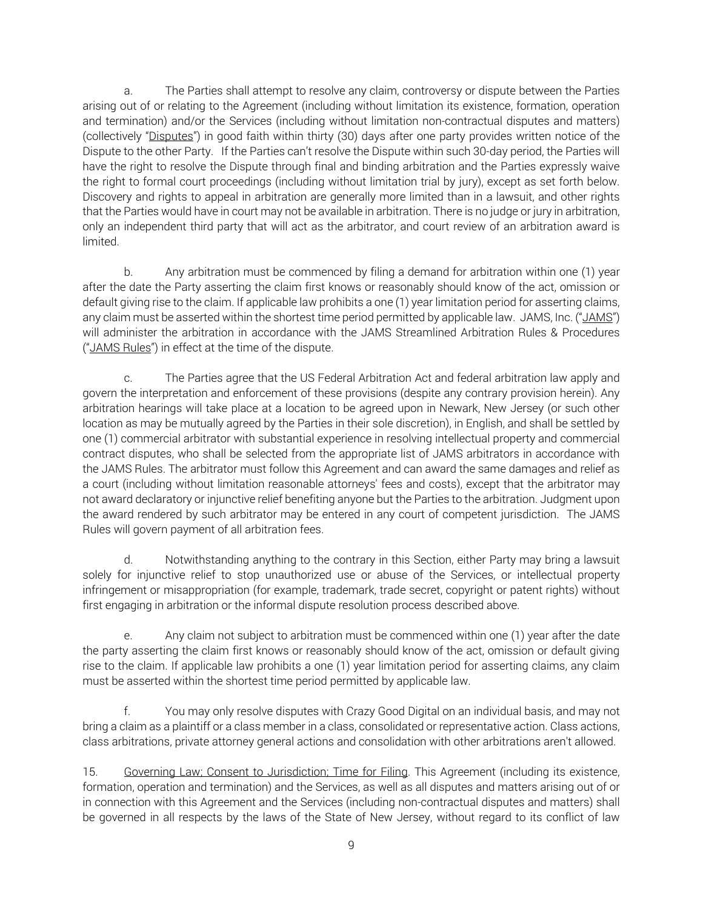a. The Parties shall attempt to resolve any claim, controversy or dispute between the Parties arising out of or relating to the Agreement (including without limitation its existence, formation, operation and termination) and/or the Services (including without limitation non-contractual disputes and matters) (collectively "Disputes") in good faith within thirty (30) days after one party provides written notice of the Dispute to the other Party. If the Parties can't resolve the Dispute within such 30-day period, the Parties will have the right to resolve the Dispute through final and binding arbitration and the Parties expressly waive the right to formal court proceedings (including without limitation trial by jury), except as set forth below. Discovery and rights to appeal in arbitration are generally more limited than in a lawsuit, and other rights that the Parties would have in court may not be available in arbitration. There is no judge or jury in arbitration, only an independent third party that will act as the arbitrator, and court review of an arbitration award is limited.

b. Any arbitration must be commenced by filing a demand for arbitration within one (1) year after the date the Party asserting the claim first knows or reasonably should know of the act, omission or default giving rise to the claim. If applicable law prohibits a one (1) year limitation period for asserting claims, any claim must be asserted within the shortest time period permitted by applicable law. JAMS, Inc. ("JAMS") will administer the arbitration in accordance with the JAMS Streamlined Arbitration Rules & Procedures ("JAMS Rules") in effect at the time of the dispute.

c. The Parties agree that the US Federal Arbitration Act and federal arbitration law apply and govern the interpretation and enforcement of these provisions (despite any contrary provision herein). Any arbitration hearings will take place at a location to be agreed upon in Newark, New Jersey (or such other location as may be mutually agreed by the Parties in their sole discretion), in English, and shall be settled by one (1) commercial arbitrator with substantial experience in resolving intellectual property and commercial contract disputes, who shall be selected from the appropriate list of JAMS arbitrators in accordance with the JAMS Rules. The arbitrator must follow this Agreement and can award the same damages and relief as a court (including without limitation reasonable attorneys' fees and costs), except that the arbitrator may not award declaratory or injunctive relief benefiting anyone but the Parties to the arbitration. Judgment upon the award rendered by such arbitrator may be entered in any court of competent jurisdiction. The JAMS Rules will govern payment of all arbitration fees.

d. Notwithstanding anything to the contrary in this Section, either Party may bring a lawsuit solely for injunctive relief to stop unauthorized use or abuse of the Services, or intellectual property infringement or misappropriation (for example, trademark, trade secret, copyright or patent rights) without first engaging in arbitration or the informal dispute resolution process described above.

e. Any claim not subject to arbitration must be commenced within one (1) year after the date the party asserting the claim first knows or reasonably should know of the act, omission or default giving rise to the claim. If applicable law prohibits a one (1) year limitation period for asserting claims, any claim must be asserted within the shortest time period permitted by applicable law.

f. You may only resolve disputes with Crazy Good Digital on an individual basis, and may not bring a claim as a plaintiff or a class member in a class, consolidated or representative action. Class actions, class arbitrations, private attorney general actions and consolidation with other arbitrations aren't allowed.

15. Governing Law; Consent to Jurisdiction; Time for Filing. This Agreement (including its existence, formation, operation and termination) and the Services, as well as all disputes and matters arising out of or in connection with this Agreement and the Services (including non-contractual disputes and matters) shall be governed in all respects by the laws of the State of New Jersey, without regard to its conflict of law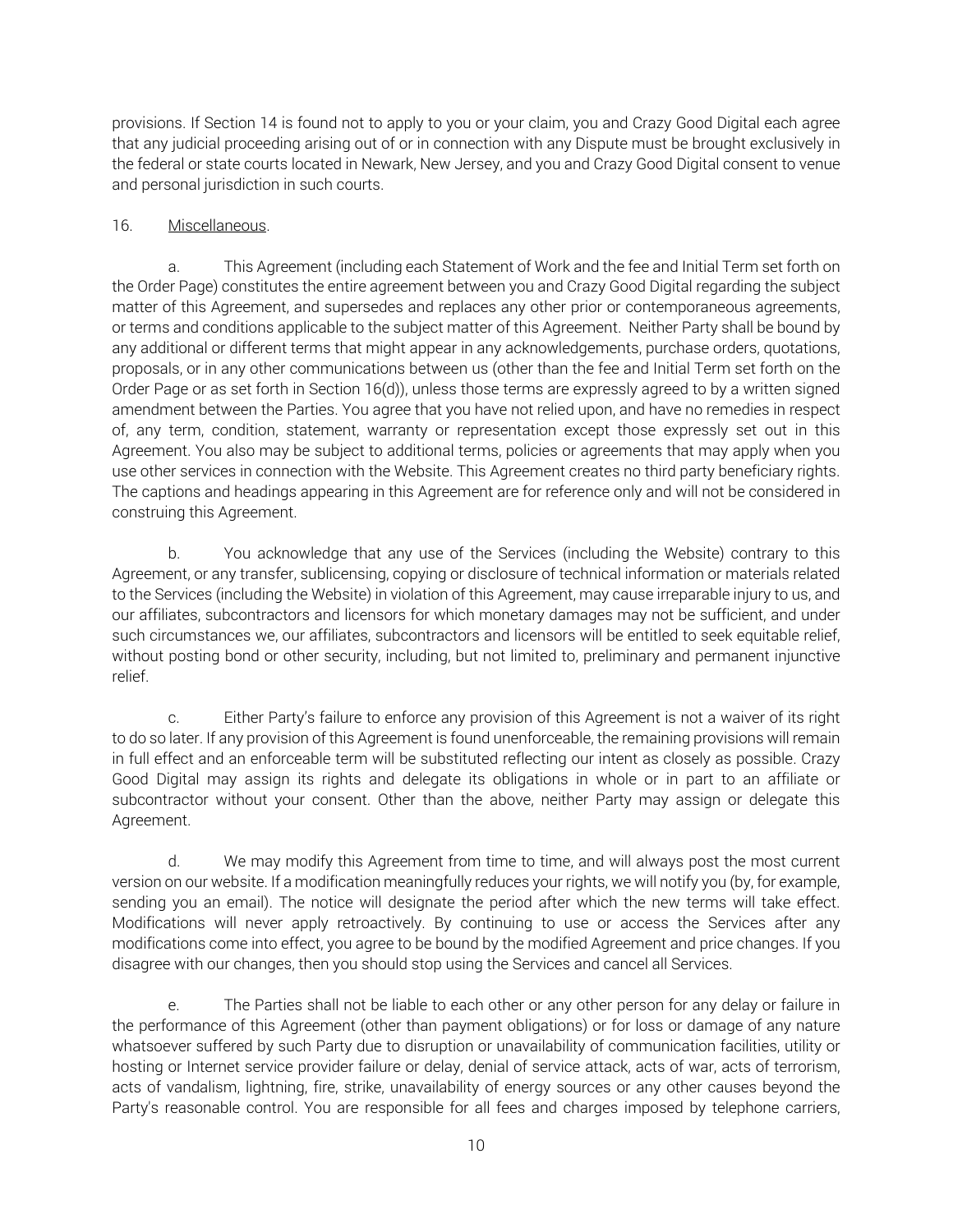provisions. If Section 14 is found not to apply to you or your claim, you and Crazy Good Digital each agree that any judicial proceeding arising out of or in connection with any Dispute must be brought exclusively in the federal or state courts located in Newark, New Jersey, and you and Crazy Good Digital consent to venue and personal jurisdiction in such courts.

16. Miscellaneous.

a. This Agreement (including each Statement of Work and the fee and Initial Term set forth on the Order Page) constitutes the entire agreement between you and Crazy Good Digital regarding the subject matter of this Agreement, and supersedes and replaces any other prior or contemporaneous agreements, or terms and conditions applicable to the subject matter of this Agreement. Neither Party shall be bound by any additional or different terms that might appear in any acknowledgements, purchase orders, quotations, proposals, or in any other communications between us (other than the fee and Initial Term set forth on the Order Page or as set forth in Section 16(d)), unless those terms are expressly agreed to by a written signed amendment between the Parties. You agree that you have not relied upon, and have no remedies in respect of, any term, condition, statement, warranty or representation except those expressly set out in this Agreement. You also may be subject to additional terms, policies or agreements that may apply when you use other services in connection with the Website. This Agreement creates no third party beneficiary rights. The captions and headings appearing in this Agreement are for reference only and will not be considered in construing this Agreement.

b. You acknowledge that any use of the Services (including the Website) contrary to this Agreement, or any transfer, sublicensing, copying or disclosure of technical information or materials related to the Services (including the Website) in violation of this Agreement, may cause irreparable injury to us, and our affiliates, subcontractors and licensors for which monetary damages may not be sufficient, and under such circumstances we, our affiliates, subcontractors and licensors will be entitled to seek equitable relief, without posting bond or other security, including, but not limited to, preliminary and permanent injunctive relief.

c. Either Party's failure to enforce any provision of this Agreement is not a waiver of its right to do so later. If any provision of this Agreement is found unenforceable, the remaining provisions will remain in full effect and an enforceable term will be substituted reflecting our intent as closely as possible. Crazy Good Digital may assign its rights and delegate its obligations in whole or in part to an affiliate or subcontractor without your consent. Other than the above, neither Party may assign or delegate this Agreement.

d. We may modify this Agreement from time to time, and will always post the most current version on our website. If a modification meaningfully reduces your rights, we will notify you (by, for example, sending you an email). The notice will designate the period after which the new terms will take effect. Modifications will never apply retroactively. By continuing to use or access the Services after any modifications come into effect, you agree to be bound by the modified Agreement and price changes. If you disagree with our changes, then you should stop using the Services and cancel all Services.

e. The Parties shall not be liable to each other or any other person for any delay or failure in the performance of this Agreement (other than payment obligations) or for loss or damage of any nature whatsoever suffered by such Party due to disruption or unavailability of communication facilities, utility or hosting or Internet service provider failure or delay, denial of service attack, acts of war, acts of terrorism, acts of vandalism, lightning, fire, strike, unavailability of energy sources or any other causes beyond the Party's reasonable control. You are responsible for all fees and charges imposed by telephone carriers,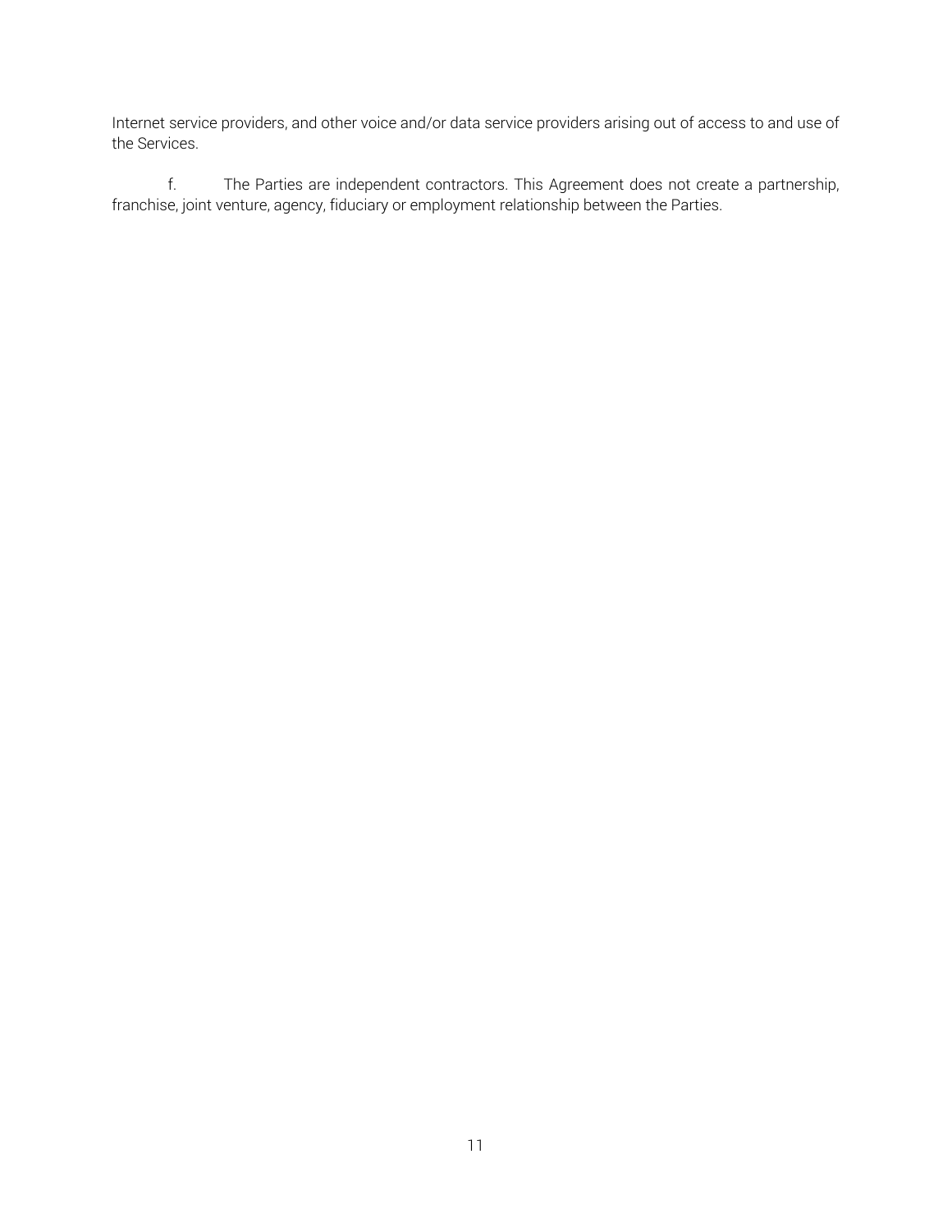Internet service providers, and other voice and/or data service providers arising out of access to and use of the Services.

f. The Parties are independent contractors. This Agreement does not create a partnership, franchise, joint venture, agency, fiduciary or employment relationship between the Parties.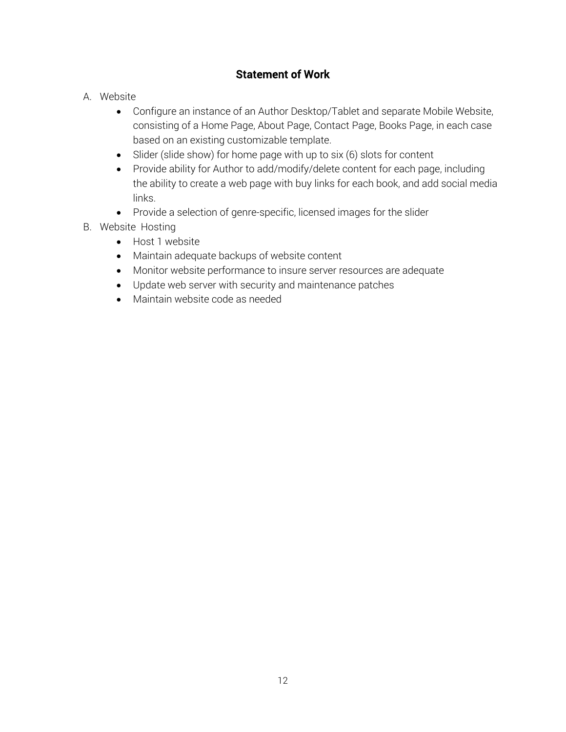# Statement of Work

A. Website

- Configure an instance of an Author Desktop/Tablet and separate Mobile Website, consisting of a Home Page, About Page, Contact Page, Books Page, in each case based on an existing customizable template.
- Slider (slide show) for home page with up to six (6) slots for content
- Provide ability for Author to add/modify/delete content for each page, including the ability to create a web page with buy links for each book, and add social media links.
- Provide a selection of genre-specific, licensed images for the slider

B. Website Hosting

- Host 1 website
- Maintain adequate backups of website content
- Monitor website performance to insure server resources are adequate
- Update web server with security and maintenance patches
- Maintain website code as needed